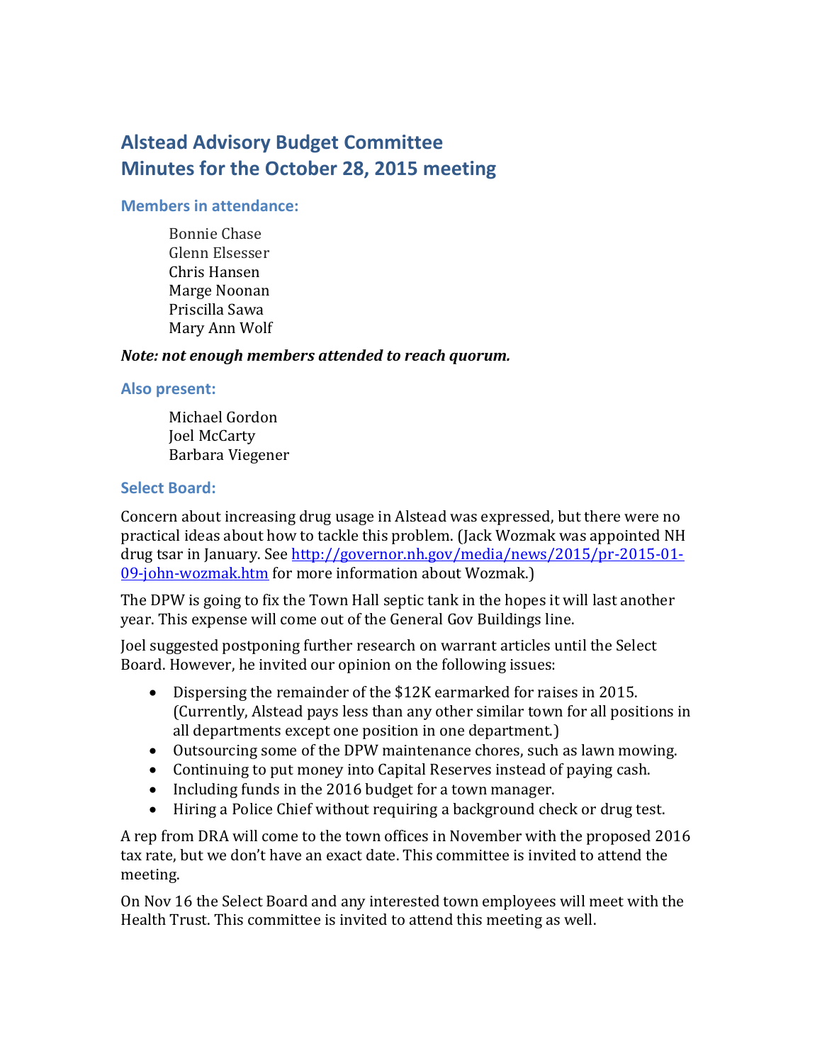# Alstead Advisory Budget Committee
# Minutes for the October 28, 2015 meeting

### Members in attendance:

Bonnie Chase
Glenn Elsesser
Chris Hansen
Marge Noonan
Priscilla Sawa
Mary Ann Wolf

***Note: not enough members attended to reach quorum.***

### Also present:

Michael Gordon
Joel McCarty
Barbara Viegener

### Select Board:

Concern about increasing drug usage in Alstead was expressed, but there were no practical ideas about how to tackle this problem. (Jack Wozmak was appointed NH drug tsar in January. See [http://governor.nh.gov/media/news/2015/pr-2015-01-09-john-wozmak.htm](http://governor.nh.gov/media/news/2015/pr-2015-01-09-john-wozmak.htm) for more information about Wozmak.)

The DPW is going to fix the Town Hall septic tank in the hopes it will last another year. This expense will come out of the General Gov Buildings line.

Joel suggested postponing further research on warrant articles until the Select Board. However, he invited our opinion on the following issues:

- Dispersing the remainder of the $12K earmarked for raises in 2015. (Currently, Alstead pays less than any other similar town for all positions in all departments except one position in one department.)
- Outsourcing some of the DPW maintenance chores, such as lawn mowing.
- Continuing to put money into Capital Reserves instead of paying cash.
- Including funds in the 2016 budget for a town manager.
- Hiring a Police Chief without requiring a background check or drug test.

A rep from DRA will come to the town offices in November with the proposed 2016 tax rate, but we don't have an exact date. This committee is invited to attend the meeting.

On Nov 16 the Select Board and any interested town employees will meet with the Health Trust. This committee is invited to attend this meeting as well.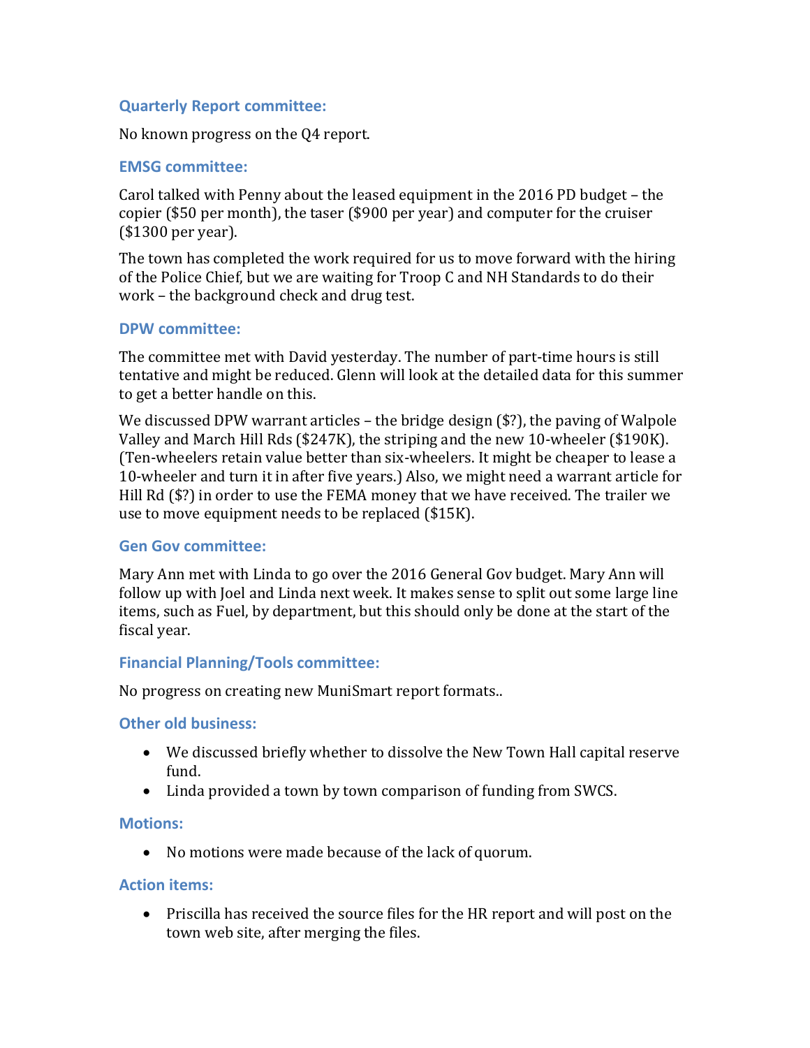### Quarterly Report committee:

No known progress on the Q4 report.

### EMSG committee:

Carol talked with Penny about the leased equipment in the 2016 PD budget – the copier ($50 per month), the taser ($900 per year) and computer for the cruiser ($1300 per year).

The town has completed the work required for us to move forward with the hiring of the Police Chief, but we are waiting for Troop C and NH Standards to do their work – the background check and drug test.

### DPW committee:

The committee met with David yesterday. The number of part-time hours is still tentative and might be reduced. Glenn will look at the detailed data for this summer to get a better handle on this.

We discussed DPW warrant articles – the bridge design ($?), the paving of Walpole Valley and March Hill Rds ($247K), the striping and the new 10-wheeler ($190K). (Ten-wheelers retain value better than six-wheelers. It might be cheaper to lease a 10-wheeler and turn it in after five years.) Also, we might need a warrant article for Hill Rd ($?) in order to use the FEMA money that we have received. The trailer we use to move equipment needs to be replaced ($15K).

### Gen Gov committee:

Mary Ann met with Linda to go over the 2016 General Gov budget. Mary Ann will follow up with Joel and Linda next week. It makes sense to split out some large line items, such as Fuel, by department, but this should only be done at the start of the fiscal year.

### Financial Planning/Tools committee:

No progress on creating new MuniSmart report formats..

### Other old business:

- We discussed briefly whether to dissolve the New Town Hall capital reserve fund.
- Linda provided a town by town comparison of funding from SWCS.

### Motions:

- No motions were made because of the lack of quorum.

### Action items:

- Priscilla has received the source files for the HR report and will post on the town web site, after merging the files.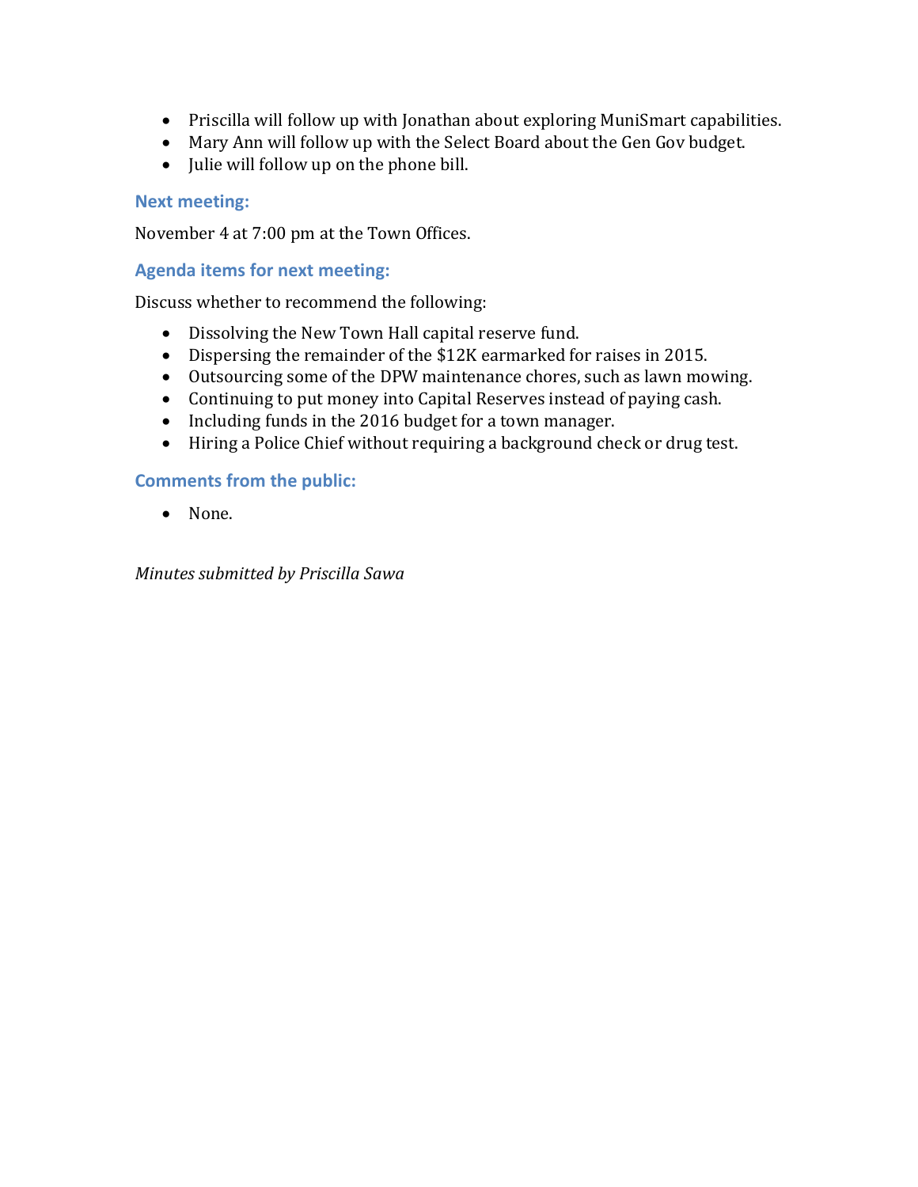- Priscilla will follow up with Jonathan about exploring MuniSmart capabilities.
- Mary Ann will follow up with the Select Board about the Gen Gov budget.
- Julie will follow up on the phone bill.

### Next meeting:

November 4 at 7:00 pm at the Town Offices.

### Agenda items for next meeting:

Discuss whether to recommend the following:

- Dissolving the New Town Hall capital reserve fund.
- Dispersing the remainder of the $12K earmarked for raises in 2015.
- Outsourcing some of the DPW maintenance chores, such as lawn mowing.
- Continuing to put money into Capital Reserves instead of paying cash.
- Including funds in the 2016 budget for a town manager.
- Hiring a Police Chief without requiring a background check or drug test.

### Comments from the public:

- None.

*Minutes submitted by Priscilla Sawa*